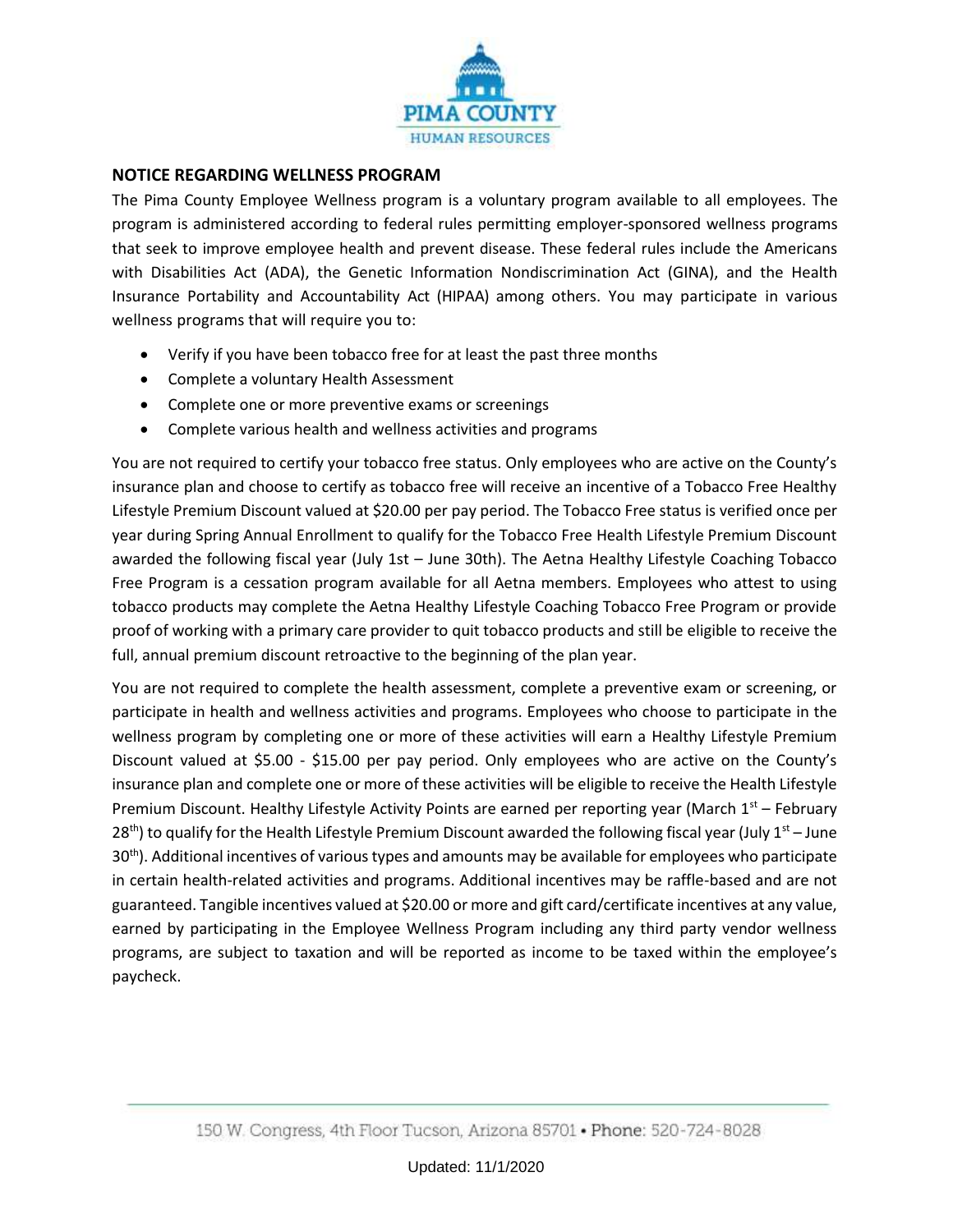## NOTICE REGARDING WELLNESS PROGRAM

The Pima County Employee Wellness program is a voluntary program available to all employees. The program is administered according to federal rules permitting employer-sponsored wellness programs that seek to improve employee health and prevent disease. These federal rules include the Americans with Disabilities Act (ADA), the Genetic Information Nondiscrimination Act (GINA), and the Health Insurance Portability and Accountability Act (HIPAA) among others. You may participate in various wellness programs that will require you to:

- Verify if you have been tobacco free for at least the past three months
- Complete a voluntary Health Assessment
- Complete one or more preventive exams or screenings
- Complete various health and wellness activities and programs

You are not required to certify your tobacco free status. Only employees who are active on the County's insurance plan and choose to certify as tobacco free will receive an incentive of a Tobacco Free Healthy Lifestyle Premium Discount valued at $20.00 per pay period. The Tobacco Free status is verified once per year during Spring Annual Enrollment to qualify for the Tobacco Free Health Lifestyle Premium Discount awarded the following fiscal year (July 1st – June 30th). The Aetna Healthy Lifestyle Coaching Tobacco Free Program is a cessation program available for all Aetna members. Employees who attest to using tobacco products may complete the Aetna Healthy Lifestyle Coaching Tobacco Free Program or provide proof of working with a primary care provider to quit tobacco products and still be eligible to receive the full, annual premium discount retroactive to the beginning of the plan year.

You are not required to complete the health assessment, complete a preventive exam or screening, or participate in health and wellness activities and programs. Employees who choose to participate in the wellness program by completing one or more of these activities will earn a Healthy Lifestyle Premium Discount valued at $5.00 - $15.00 per pay period. Only employees who are active on the County's insurance plan and complete one or more of these activities will be eligible to receive the Health Lifestyle Premium Discount. Healthy Lifestyle Activity Points are earned per reporting year (March 1st – February 28th) to qualify for the Health Lifestyle Premium Discount awarded the following fiscal year (July 1st – June 30th). Additional incentives of various types and amounts may be available for employees who participate in certain health-related activities and programs. Additional incentives may be raffle-based and are not guaranteed. Tangible incentives valued at $20.00 or more and gift card/certificate incentives at any value, earned by participating in the Employee Wellness Program including any third party vendor wellness programs, are subject to taxation and will be reported as income to be taxed within the employee's paycheck.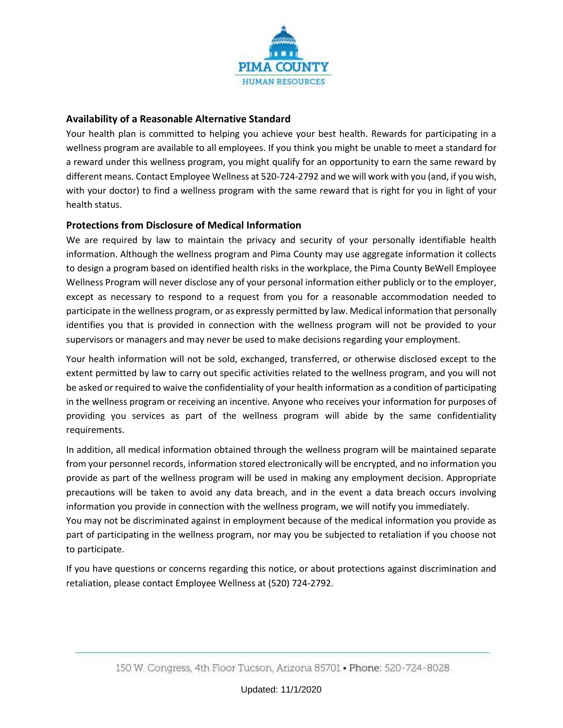PIMA COUNTY
HUMAN RESOURCES

## Availability of a Reasonable Alternative Standard

Your health plan is committed to helping you achieve your best health. Rewards for participating in a wellness program are available to all employees. If you think you might be unable to meet a standard for a reward under this wellness program, you might qualify for an opportunity to earn the same reward by different means. Contact Employee Wellness at 520-724-2792 and we will work with you (and, if you wish, with your doctor) to find a wellness program with the same reward that is right for you in light of your health status.

## Protections from Disclosure of Medical Information

We are required by law to maintain the privacy and security of your personally identifiable health information. Although the wellness program and Pima County may use aggregate information it collects to design a program based on identified health risks in the workplace, the Pima County BeWell Employee Wellness Program will never disclose any of your personal information either publicly or to the employer, except as necessary to respond to a request from you for a reasonable accommodation needed to participate in the wellness program, or as expressly permitted by law. Medical information that personally identifies you that is provided in connection with the wellness program will not be provided to your supervisors or managers and may never be used to make decisions regarding your employment.

Your health information will not be sold, exchanged, transferred, or otherwise disclosed except to the extent permitted by law to carry out specific activities related to the wellness program, and you will not be asked or required to waive the confidentiality of your health information as a condition of participating in the wellness program or receiving an incentive. Anyone who receives your information for purposes of providing you services as part of the wellness program will abide by the same confidentiality requirements.

In addition, all medical information obtained through the wellness program will be maintained separate from your personnel records, information stored electronically will be encrypted, and no information you provide as part of the wellness program will be used in making any employment decision. Appropriate precautions will be taken to avoid any data breach, and in the event a data breach occurs involving information you provide in connection with the wellness program, we will notify you immediately.

You may not be discriminated against in employment because of the medical information you provide as part of participating in the wellness program, nor may you be subjected to retaliation if you choose not to participate.

If you have questions or concerns regarding this notice, or about protections against discrimination and retaliation, please contact Employee Wellness at (520) 724-2792.

150 W. Congress, 4th Floor Tucson, Arizona 85701 • Phone: 520-724-8028

Updated: 11/1/2020